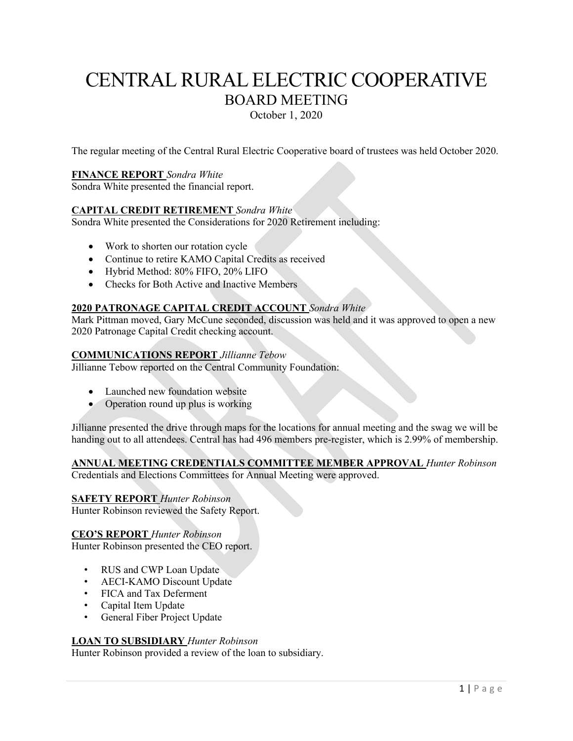# CENTRAL RURAL ELECTRIC COOPERATIVE
## BOARD MEETING
October 1, 2020

The regular meeting of the Central Rural Electric Cooperative board of trustees was held October 2020.

**FINANCE REPORT** *Sondra White*
Sondra White presented the financial report.

**CAPITAL CREDIT RETIREMENT** *Sondra White*
Sondra White presented the Considerations for 2020 Retirement including:

- Work to shorten our rotation cycle
- Continue to retire KAMO Capital Credits as received
- Hybrid Method: 80% FIFO, 20% LIFO
- Checks for Both Active and Inactive Members

**2020 PATRONAGE CAPITAL CREDIT ACCOUNT** *Sondra White*
Mark Pittman moved, Gary McCune seconded, discussion was held and it was approved to open a new 2020 Patronage Capital Credit checking account.

**COMMUNICATIONS REPORT** *Jillianne Tebow*
Jillianne Tebow reported on the Central Community Foundation:

- Launched new foundation website
- Operation round up plus is working

Jillianne presented the drive through maps for the locations for annual meeting and the swag we will be handing out to all attendees. Central has had 496 members pre-register, which is 2.99% of membership.

**ANNUAL MEETING CREDENTIALS COMMITTEE MEMBER APPROVAL** *Hunter Robinson*
Credentials and Elections Committees for Annual Meeting were approved.

**SAFETY REPORT** *Hunter Robinson*
Hunter Robinson reviewed the Safety Report.

**CEO'S REPORT** *Hunter Robinson*
Hunter Robinson presented the CEO report.

- RUS and CWP Loan Update
- AECI-KAMO Discount Update
- FICA and Tax Deferment
- Capital Item Update
- General Fiber Project Update

**LOAN TO SUBSIDIARY** *Hunter Robinson*
Hunter Robinson provided a review of the loan to subsidiary.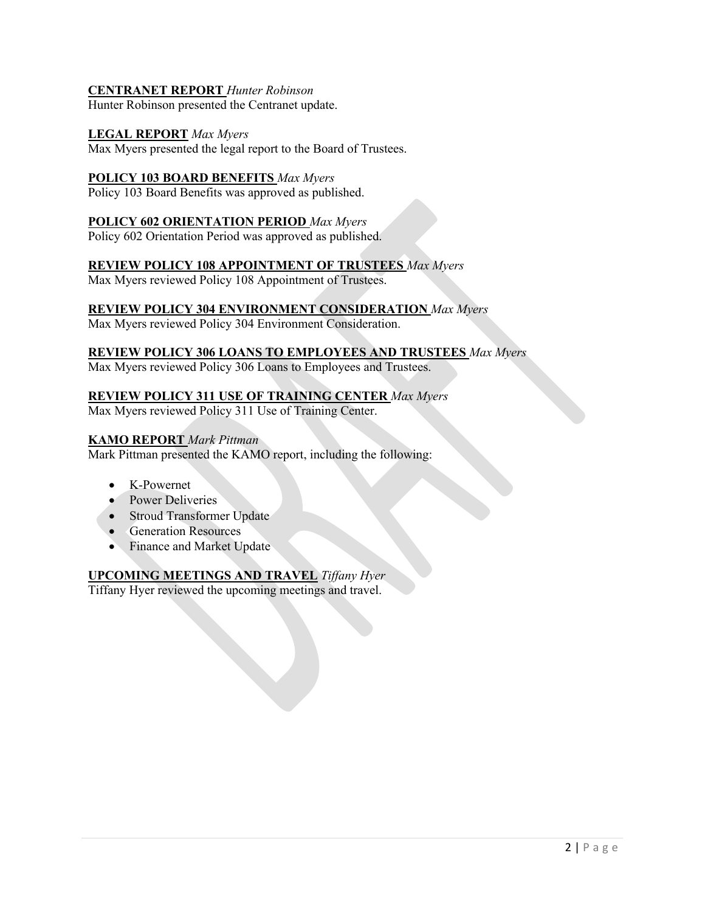**CENTRANET REPORT** *Hunter Robinson*
Hunter Robinson presented the Centranet update.

**LEGAL REPORT** *Max Myers*
Max Myers presented the legal report to the Board of Trustees.

**POLICY 103 BOARD BENEFITS** *Max Myers*
Policy 103 Board Benefits was approved as published.

**POLICY 602 ORIENTATION PERIOD** *Max Myers*
Policy 602 Orientation Period was approved as published.

**REVIEW POLICY 108 APPOINTMENT OF TRUSTEES** *Max Myers*
Max Myers reviewed Policy 108 Appointment of Trustees.

**REVIEW POLICY 304 ENVIRONMENT CONSIDERATION** *Max Myers*
Max Myers reviewed Policy 304 Environment Consideration.

**REVIEW POLICY 306 LOANS TO EMPLOYEES AND TRUSTEES** *Max Myers*
Max Myers reviewed Policy 306 Loans to Employees and Trustees.

**REVIEW POLICY 311 USE OF TRAINING CENTER** *Max Myers*
Max Myers reviewed Policy 311 Use of Training Center.

**KAMO REPORT** *Mark Pittman*
Mark Pittman presented the KAMO report, including the following:

- K-Powernet
- Power Deliveries
- Stroud Transformer Update
- Generation Resources
- Finance and Market Update

**UPCOMING MEETINGS AND TRAVEL** *Tiffany Hyer*
Tiffany Hyer reviewed the upcoming meetings and travel.